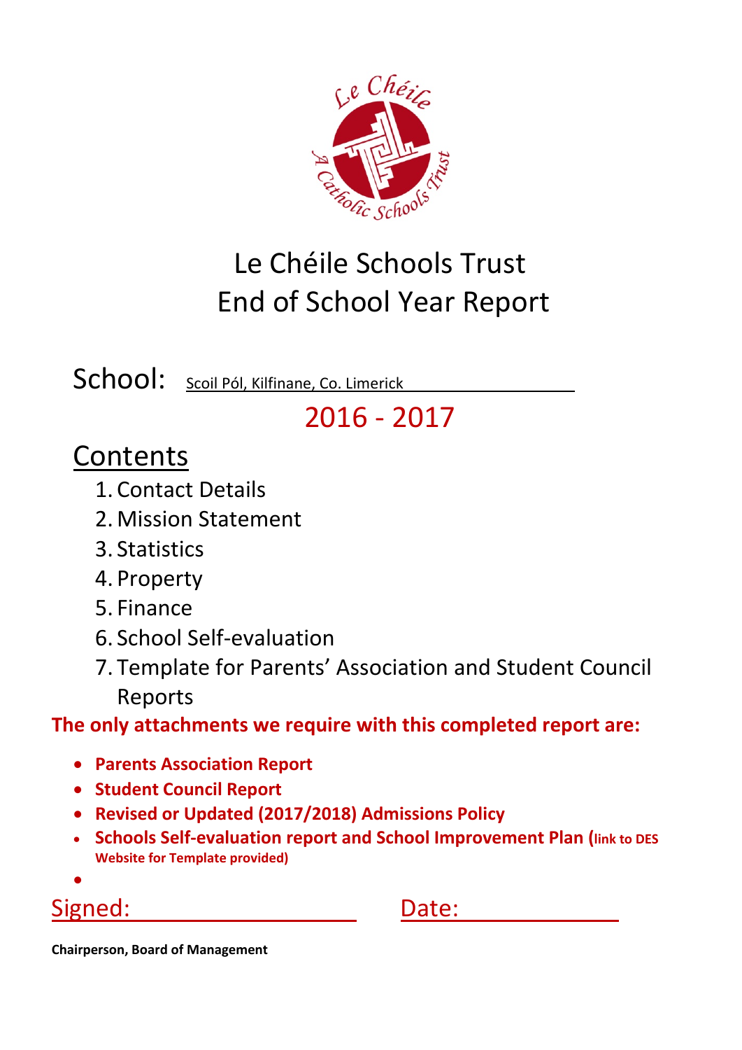# Le Chéile Schools Trust
# End of School Year Report

School: Scoil Pól, Kilfinane, Co. Limerick

## 2016 - 2017

## Contents

1. Contact Details
2. Mission Statement
3. Statistics
4. Property
5. Finance
6. School Self-evaluation
7. Template for Parents' Association and Student Council Reports

**The only attachments we require with this completed report are:**

- **Parents Association Report**
- **Student Council Report**
- **Revised or Updated (2017/2018) Admissions Policy**
- **Schools Self-evaluation report and School Improvement Plan (link to DES Website for Template provided)**
- 

Signed: ____________________ Date: ______________

**Chairperson, Board of Management**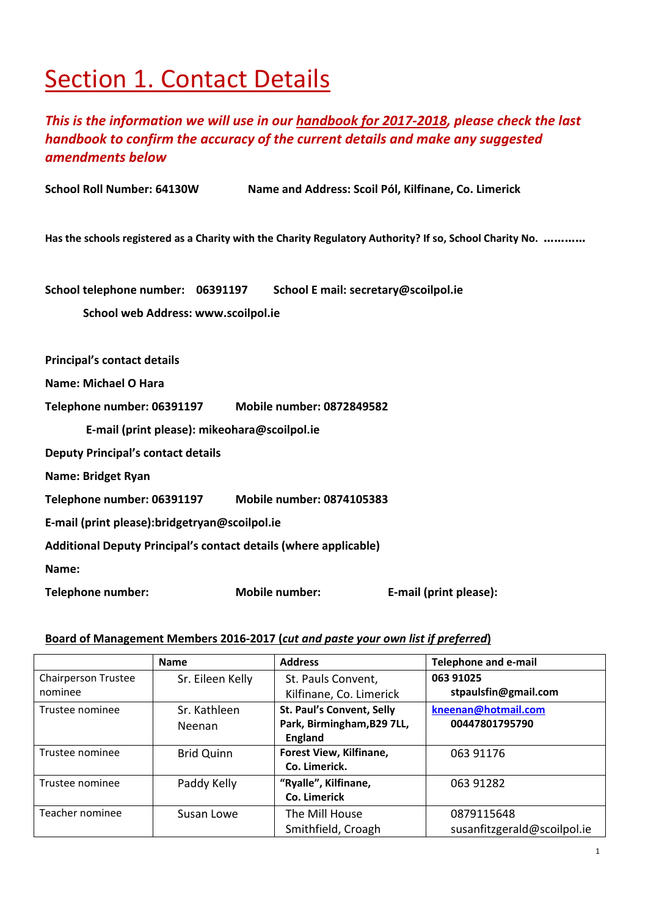# Section 1. Contact Details

***This is the information we will use in our handbook for 2017-2018, please check the last handbook to confirm the accuracy of the current details and make any suggested amendments below***

**School Roll Number: 64130W** **Name and Address: Scoil Pól, Kilfinane, Co. Limerick**

**Has the schools registered as a Charity with the Charity Regulatory Authority? If so, School Charity No. …………**

**School telephone number: 06391197** **School E mail: secretary@scoilpol.ie**

**School web Address: www.scoilpol.ie**

**Principal's contact details**

**Name: Michael O Hara**

**Telephone number: 06391197** **Mobile number: 0872849582**

**E-mail (print please): mikeohara@scoilpol.ie**

**Deputy Principal's contact details**

**Name: Bridget Ryan**

**Telephone number: 06391197** **Mobile number: 0874105383**

**E-mail (print please):bridgetryan@scoilpol.ie**

**Additional Deputy Principal's contact details (where applicable)**

**Name:**

**Telephone number:** **Mobile number:** **E-mail (print please):**

**Board of Management Members 2016-2017 (*cut and paste your own list if preferred*)**

| | Name | Address | Telephone and e-mail |
|---|---|---|---|
| Chairperson Trustee nominee | Sr. Eileen Kelly | St. Pauls Convent, Kilfinane, Co. Limerick | **063 91025 stpaulsfin@gmail.com** |
| Trustee nominee | Sr. Kathleen Neenan | **St. Paul's Convent, Selly Park, Birmingham,B29 7LL, England** | **kneenan@hotmail.com 00447801795790** |
| Trustee nominee | Brid Quinn | **Forest View, Kilfinane, Co. Limerick.** | 063 91176 |
| Trustee nominee | Paddy Kelly | **"Ryalle", Kilfinane, Co. Limerick** | 063 91282 |
| Teacher nominee | Susan Lowe | The Mill House Smithfield, Croagh | 0879115648 susanfitzgerald@scoilpol.ie |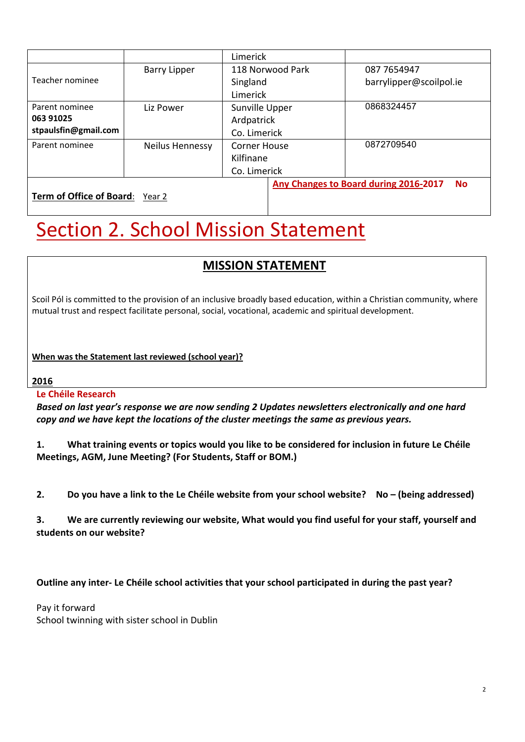|  |  | Limerick |  |
|---|---|---|---|
| Teacher nominee | Barry Lipper | 118 Norwood Park<br>Singland<br>Limerick | 087 7654947<br>barrylipper@scoilpol.ie |
| Parent nominee<br>**063 91025**<br>**stpaulsfin@gmail.com** | Liz Power | Sunville Upper<br>Ardpatrick<br>Co. Limerick | 0868324457 |
| Parent nominee | Neilus Hennessy | Corner House<br>Kilfinane<br>Co. Limerick | 0872709540 |
| **Term of Office of Board**: Year 2 |  | **Any Changes to Board during 2016-2017** **No** |  |

# Section 2. School Mission Statement

## MISSION STATEMENT

Scoil Pól is committed to the provision of an inclusive broadly based education, within a Christian community, where mutual trust and respect facilitate personal, social, vocational, academic and spiritual development.

**When was the Statement last reviewed (school year)?**

**2016**

**Le Chéile Research**

***Based on last year's response we are now sending 2 Updates newsletters electronically and one hard copy and we have kept the locations of the cluster meetings the same as previous years.***

**1. What training events or topics would you like to be considered for inclusion in future Le Chéile Meetings, AGM, June Meeting? (For Students, Staff or BOM.)**

**2. Do you have a link to the Le Chéile website from your school website? No – (being addressed)**

**3. We are currently reviewing our website, What would you find useful for your staff, yourself and students on our website?**

**Outline any inter- Le Chéile school activities that your school participated in during the past year?**

Pay it forward
School twinning with sister school in Dublin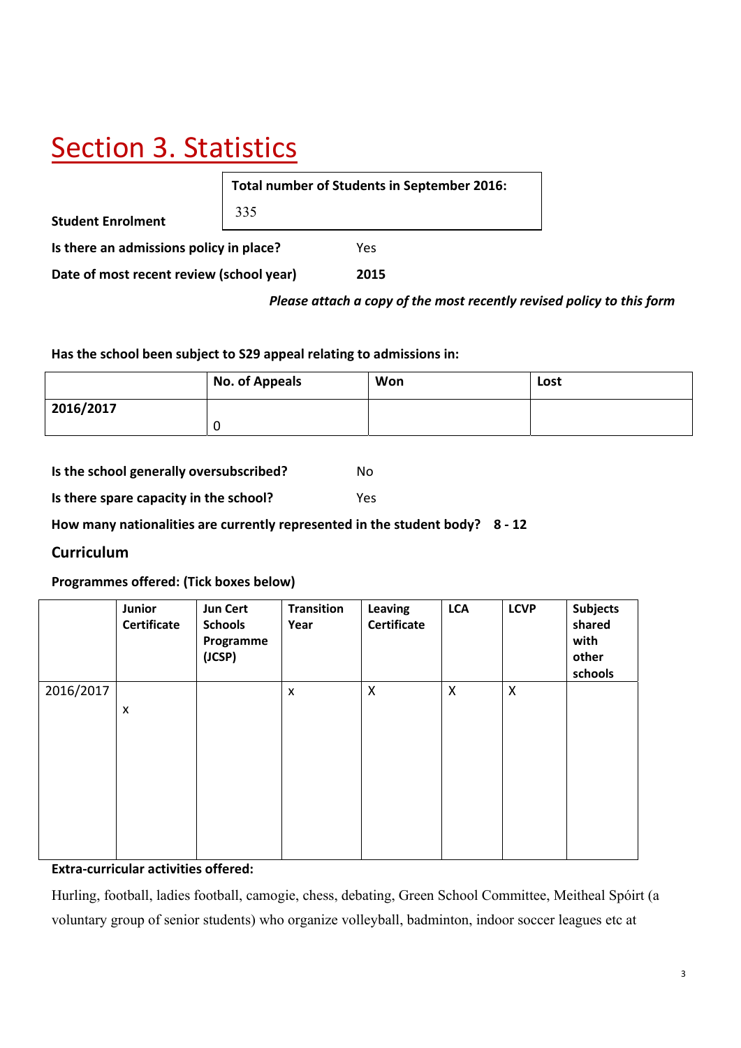# Section 3. Statistics

| Student Enrolment | Total number of Students in September 2016: 335 |
|---|---|

**Is there an admissions policy in place?** Yes

**Date of most recent review (school year)** **2015**

***Please attach a copy of the most recently revised policy to this form***

**Has the school been subject to S29 appeal relating to admissions in:**

| | No. of Appeals | Won | Lost |
|---|---|---|---|
| **2016/2017** | 0 | | |

**Is the school generally oversubscribed?** No

**Is there spare capacity in the school?** Yes

**How many nationalities are currently represented in the student body?** **8 - 12**

## Curriculum

**Programmes offered: (Tick boxes below)**

| | Junior Certificate | Jun Cert Schools Programme (JCSP) | Transition Year | Leaving Certificate | LCA | LCVP | Subjects shared with other schools |
|---|---|---|---|---|---|---|---|
| 2016/2017 | x | | x | X | X | X | |

**Extra-curricular activities offered:**

Hurling, football, ladies football, camogie, chess, debating, Green School Committee, Meitheal Spóirt (a voluntary group of senior students) who organize volleyball, badminton, indoor soccer leagues etc at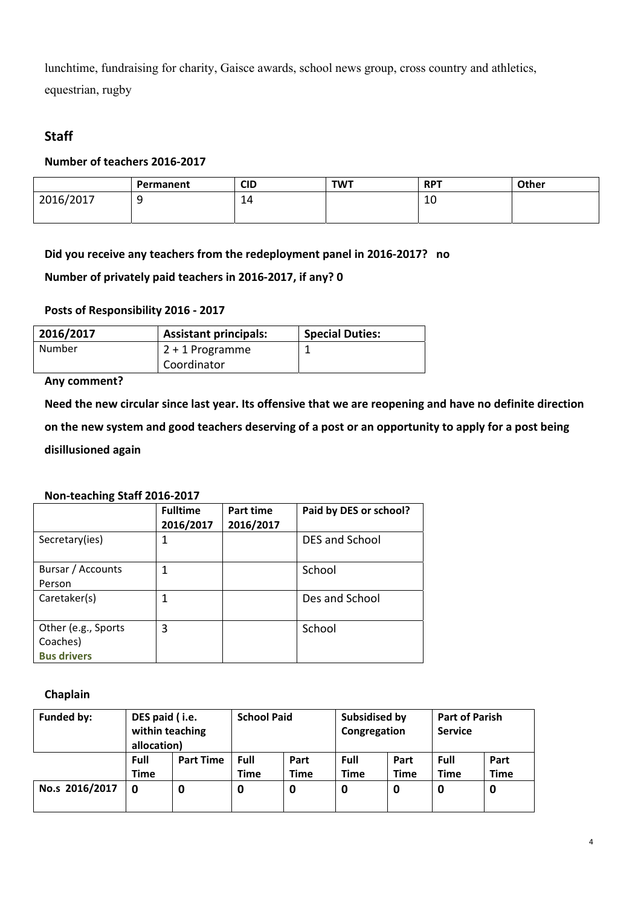lunchtime, fundraising for charity, Gaisce awards, school news group, cross country and athletics, equestrian, rugby

## Staff

### Number of teachers 2016-2017

| | Permanent | CID | TWT | RPT | Other |
|---|---|---|---|---|---|
| 2016/2017 | 9 | 14 | | 10 | |

**Did you receive any teachers from the redeployment panel in 2016-2017? no**

**Number of privately paid teachers in 2016-2017, if any? 0**

### Posts of Responsibility 2016 - 2017

| 2016/2017 | Assistant principals: | Special Duties: |
|---|---|---|
| Number | 2 + 1 Programme Coordinator | 1 |

**Any comment?**

**Need the new circular since last year. Its offensive that we are reopening and have no definite direction on the new system and good teachers deserving of a post or an opportunity to apply for a post being disillusioned again**

### Non-teaching Staff 2016-2017

| | Fulltime 2016/2017 | Part time 2016/2017 | Paid by DES or school? |
|---|---|---|---|
| Secretary(ies) | 1 | | DES and School |
| Bursar / Accounts Person | 1 | | School |
| Caretaker(s) | 1 | | Des and School |
| Other (e.g., Sports Coaches) **Bus drivers** | 3 | | School |

### Chaplain

| Funded by: | DES paid ( i.e. within teaching allocation) | | School Paid | | Subsidised by Congregation | | Part of Parish Service | |
|---|---|---|---|---|---|---|---|---|
| | Full Time | Part Time | Full Time | Part Time | Full Time | Part Time | Full Time | Part Time |
| No.s 2016/2017 | 0 | 0 | 0 | 0 | 0 | 0 | 0 | 0 |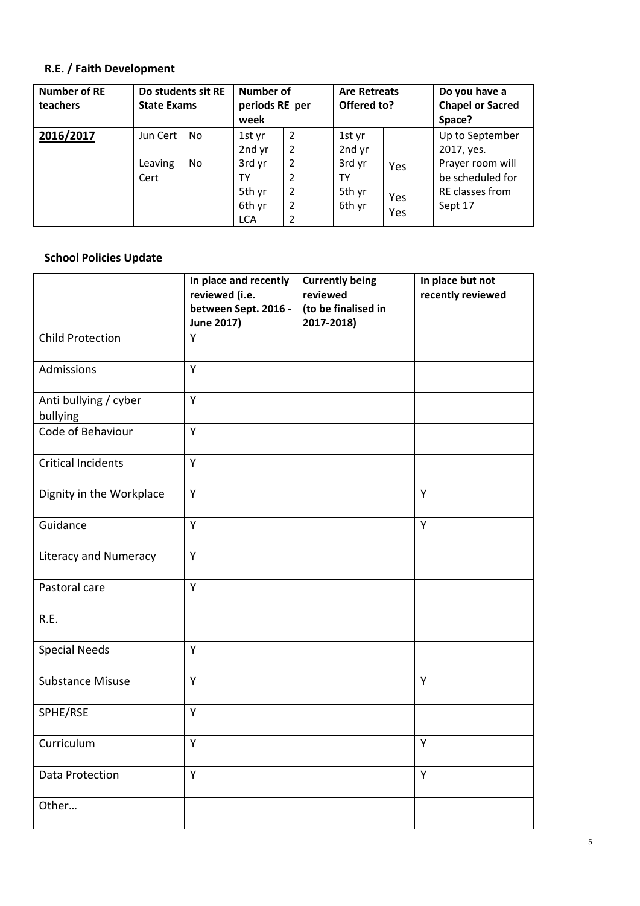## R.E. / Faith Development

| Number of RE teachers | Do students sit RE State Exams | | Number of periods RE per week | | Are Retreats Offered to? | | Do you have a Chapel or Sacred Space? |
|---|---|---|---|---|---|---|---|
| **2016/2017** | Jun Cert | No | 1st yr | 2 | 1st yr | | Up to September 2017, yes. Prayer room will be scheduled for RE classes from Sept 17 |
| | | | 2nd yr | 2 | 2nd yr | | |
| | Leaving Cert | No | 3rd yr | 2 | 3rd yr | Yes | |
| | | | TY | 2 | TY | | |
| | | | 5th yr | 2 | 5th yr | Yes | |
| | | | 6th yr | 2 | 6th yr | Yes | |
| | | | LCA | 2 | | | |

## School Policies Update

| | In place and recently reviewed (i.e. between Sept. 2016 - June 2017) | Currently being reviewed (to be finalised in 2017-2018) | In place but not recently reviewed |
|---|---|---|---|
| Child Protection | Y | | |
| Admissions | Y | | |
| Anti bullying / cyber bullying | Y | | |
| Code of Behaviour | Y | | |
| Critical Incidents | Y | | |
| Dignity in the Workplace | Y | | Y |
| Guidance | Y | | Y |
| Literacy and Numeracy | Y | | |
| Pastoral care | Y | | |
| R.E. | | | |
| Special Needs | Y | | |
| Substance Misuse | Y | | Y |
| SPHE/RSE | Y | | |
| Curriculum | Y | | Y |
| Data Protection | Y | | Y |
| Other… | | | |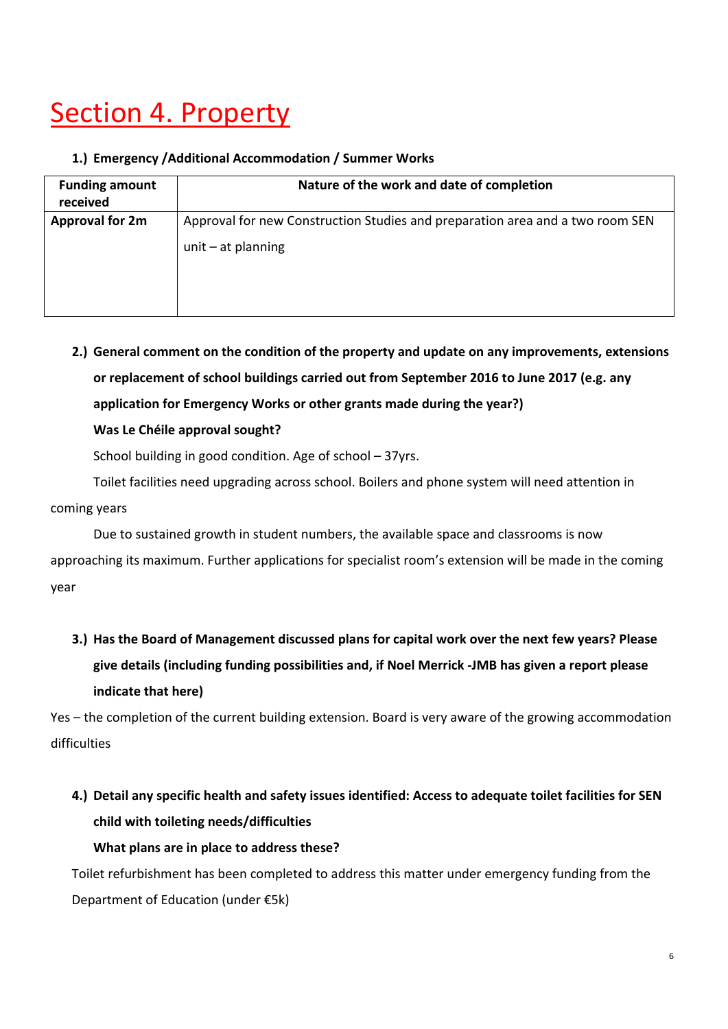# Section 4. Property

**1.) Emergency /Additional Accommodation / Summer Works**

| Funding amount received | Nature of the work and date of completion |
|---|---|
| **Approval for 2m** | Approval for new Construction Studies and preparation area and a two room SEN unit – at planning |

**2.) General comment on the condition of the property and update on any improvements, extensions or replacement of school buildings carried out from September 2016 to June 2017 (e.g. any application for Emergency Works or other grants made during the year?)**

**Was Le Chéile approval sought?**

School building in good condition. Age of school – 37yrs.

Toilet facilities need upgrading across school. Boilers and phone system will need attention in coming years

Due to sustained growth in student numbers, the available space and classrooms is now approaching its maximum. Further applications for specialist room's extension will be made in the coming year

**3.) Has the Board of Management discussed plans for capital work over the next few years? Please give details (including funding possibilities and, if Noel Merrick -JMB has given a report please indicate that here)**

Yes – the completion of the current building extension. Board is very aware of the growing accommodation difficulties

**4.) Detail any specific health and safety issues identified: Access to adequate toilet facilities for SEN child with toileting needs/difficulties**

**What plans are in place to address these?**

Toilet refurbishment has been completed to address this matter under emergency funding from the Department of Education (under €5k)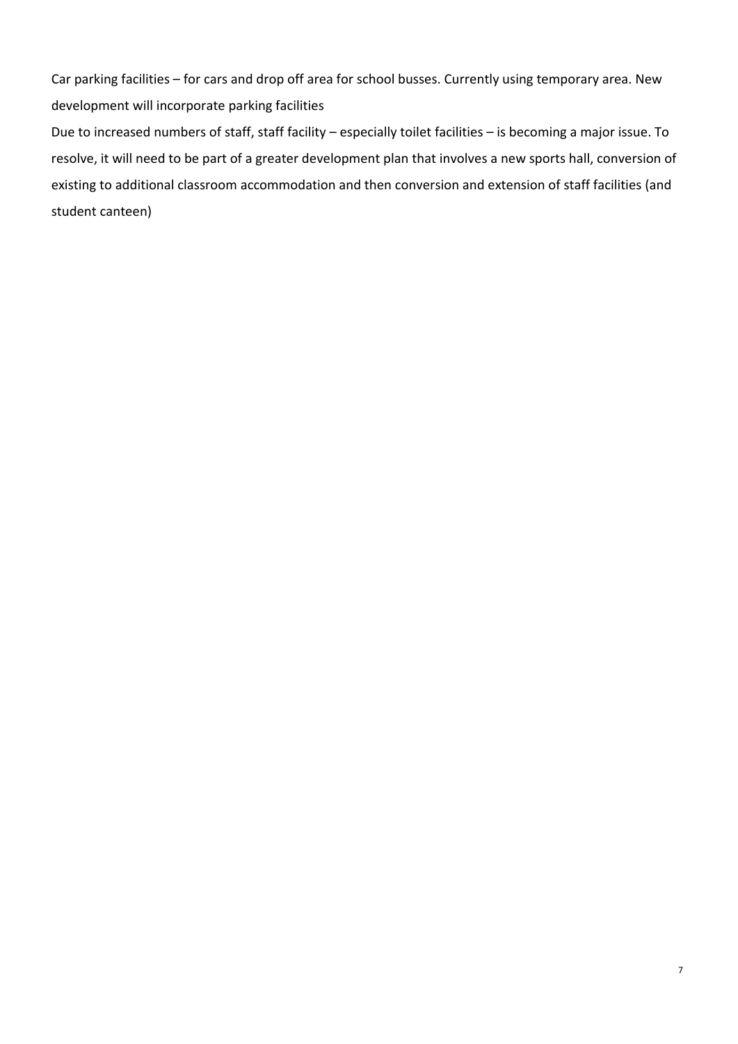Car parking facilities – for cars and drop off area for school busses. Currently using temporary area. New development will incorporate parking facilities

Due to increased numbers of staff, staff facility – especially toilet facilities – is becoming a major issue. To resolve, it will need to be part of a greater development plan that involves a new sports hall, conversion of existing to additional classroom accommodation and then conversion and extension of staff facilities (and student canteen)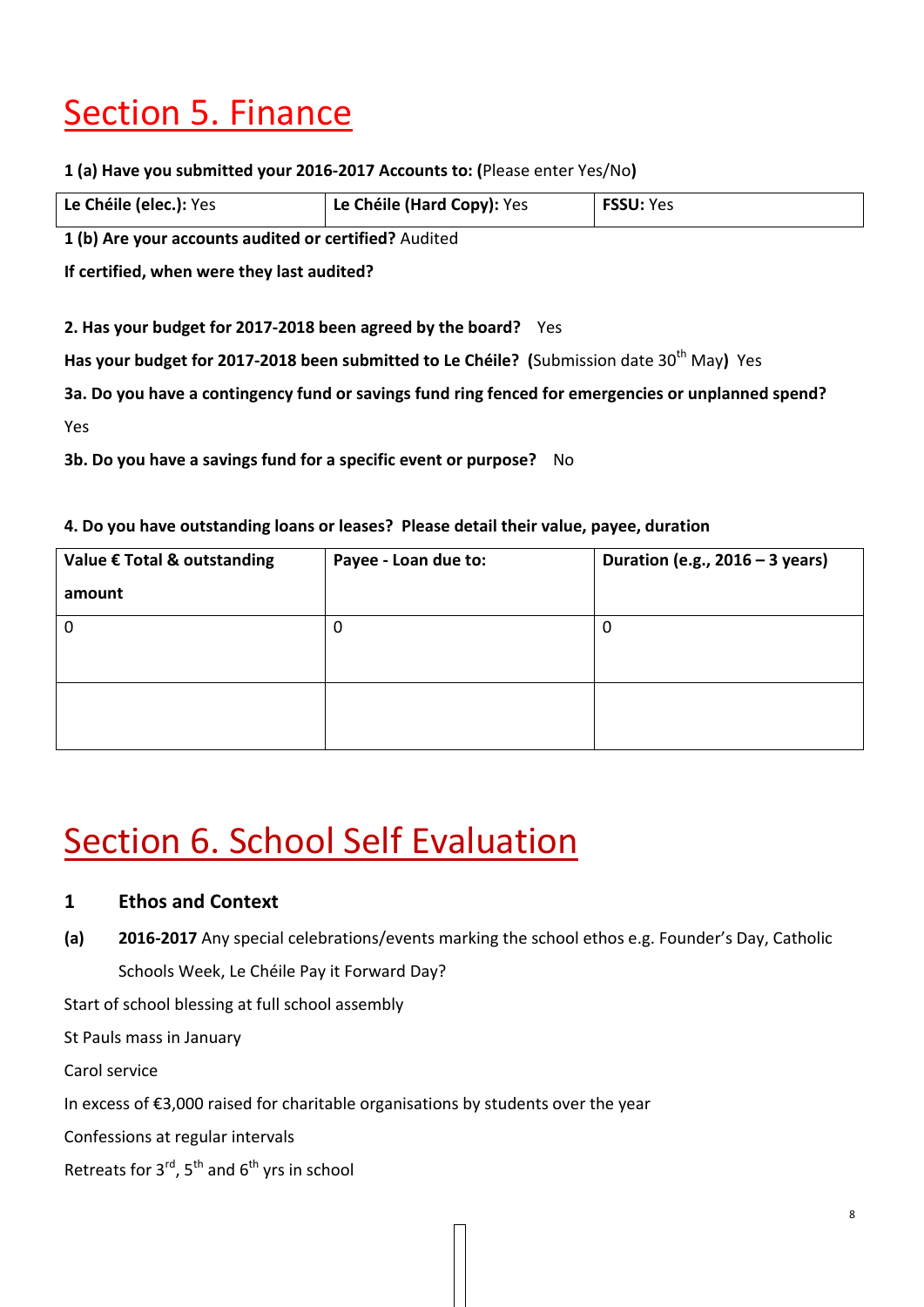# Section 5. Finance

**1 (a) Have you submitted your 2016-2017 Accounts to: (**Please enter Yes/No**)**

| **Le Chéile (elec.):** Yes | **Le Chéile (Hard Copy):** Yes | **FSSU:** Yes |
|---|---|---|

**1 (b) Are your accounts audited or certified?** Audited

**If certified, when were they last audited?**

**2. Has your budget for 2017-2018 been agreed by the board?** Yes

**Has your budget for 2017-2018 been submitted to Le Chéile? (**Submission date 30th May**)** Yes

**3a. Do you have a contingency fund or savings fund ring fenced for emergencies or unplanned spend?**

Yes

**3b. Do you have a savings fund for a specific event or purpose?** No

**4. Do you have outstanding loans or leases? Please detail their value, payee, duration**

| **Value € Total & outstanding amount** | **Payee - Loan due to:** | **Duration (e.g., 2016 – 3 years)** |
|---|---|---|
| 0 | 0 | 0 |
| | | |

# Section 6. School Self Evaluation

## 1 Ethos and Context

**(a)** **2016-2017** Any special celebrations/events marking the school ethos e.g. Founder's Day, Catholic Schools Week, Le Chéile Pay it Forward Day?

Start of school blessing at full school assembly

St Pauls mass in January

Carol service

In excess of €3,000 raised for charitable organisations by students over the year

Confessions at regular intervals

Retreats for 3rd, 5th and 6th yrs in school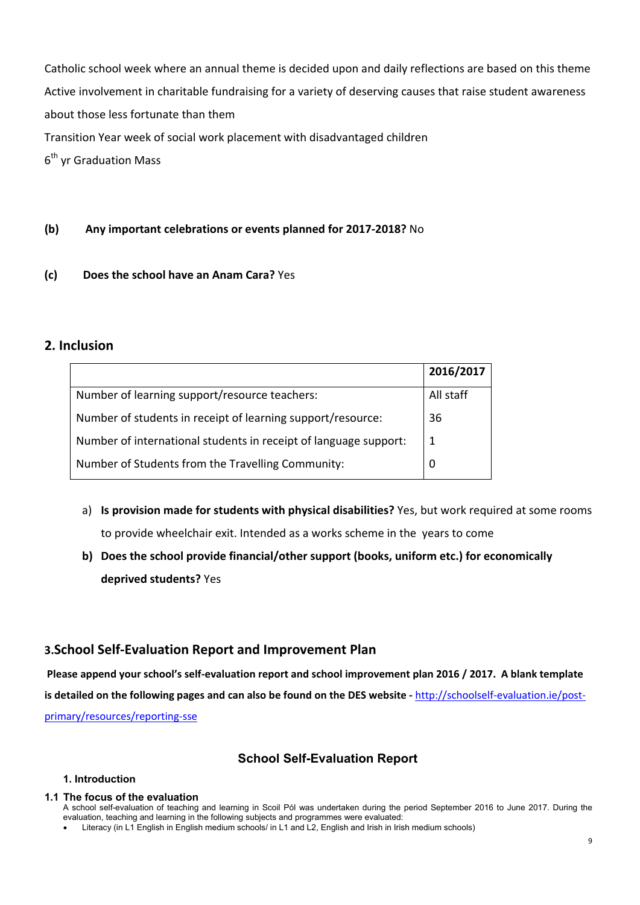Catholic school week where an annual theme is decided upon and daily reflections are based on this theme

Active involvement in charitable fundraising for a variety of deserving causes that raise student awareness about those less fortunate than them

Transition Year week of social work placement with disadvantaged children

6th yr Graduation Mass

**(b) Any important celebrations or events planned for 2017-2018?** No

**(c) Does the school have an Anam Cara?** Yes

## 2. Inclusion

| | 2016/2017 |
|---|---|
| Number of learning support/resource teachers: | All staff |
| Number of students in receipt of learning support/resource: | 36 |
| Number of international students in receipt of language support: | 1 |
| Number of Students from the Travelling Community: | 0 |

a) **Is provision made for students with physical disabilities?** Yes, but work required at some rooms to provide wheelchair exit. Intended as a works scheme in the years to come

b) **Does the school provide financial/other support (books, uniform etc.) for economically deprived students?** Yes

## 3.School Self-Evaluation Report and Improvement Plan

**Please append your school's self-evaluation report and school improvement plan 2016 / 2017. A blank template is detailed on the following pages and can also be found on the DES website -** http://schoolself-evaluation.ie/post-primary/resources/reporting-sse

## School Self-Evaluation Report

### 1. Introduction

### 1.1 The focus of the evaluation

A school self-evaluation of teaching and learning in Scoil Pól was undertaken during the period September 2016 to June 2017. During the evaluation, teaching and learning in the following subjects and programmes were evaluated:

- Literacy (in L1 English in English medium schools/ in L1 and L2, English and Irish in Irish medium schools)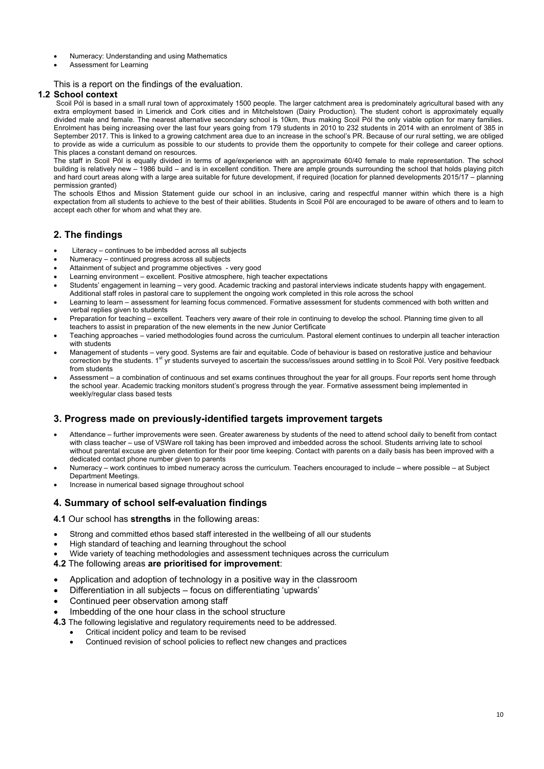- Numeracy: Understanding and using Mathematics
- Assessment for Learning

This is a report on the findings of the evaluation.

### 1.2 School context

Scoil Pól is based in a small rural town of approximately 1500 people. The larger catchment area is predominately agricultural based with any extra employment based in Limerick and Cork cities and in Mitchelstown (Dairy Production). The student cohort is approximately equally divided male and female. The nearest alternative secondary school is 10km, thus making Scoil Pól the only viable option for many families. Enrolment has being increasing over the last four years going from 179 students in 2010 to 232 students in 2014 with an enrolment of 385 in September 2017. This is linked to a growing catchment area due to an increase in the school's PR. Because of our rural setting, we are obliged to provide as wide a curriculum as possible to our students to provide them the opportunity to compete for their college and career options. This places a constant demand on resources.

The staff in Scoil Pól is equally divided in terms of age/experience with an approximate 60/40 female to male representation. The school building is relatively new – 1986 build – and is in excellent condition. There are ample grounds surrounding the school that holds playing pitch and hard court areas along with a large area suitable for future development, if required (location for planned developments 2015/17 – planning permission granted)

The schools Ethos and Mission Statement guide our school in an inclusive, caring and respectful manner within which there is a high expectation from all students to achieve to the best of their abilities. Students in Scoil Pól are encouraged to be aware of others and to learn to accept each other for whom and what they are.

## 2. The findings

- Literacy – continues to be imbedded across all subjects
- Numeracy – continued progress across all subjects
- Attainment of subject and programme objectives - very good
- Learning environment – excellent. Positive atmosphere, high teacher expectations
- Students' engagement in learning – very good. Academic tracking and pastoral interviews indicate students happy with engagement. Additional staff roles in pastoral care to supplement the ongoing work completed in this role across the school
- Learning to learn – assessment for learning focus commenced. Formative assessment for students commenced with both written and verbal replies given to students
- Preparation for teaching – excellent. Teachers very aware of their role in continuing to develop the school. Planning time given to all teachers to assist in preparation of the new elements in the new Junior Certificate
- Teaching approaches – varied methodologies found across the curriculum. Pastoral element continues to underpin all teacher interaction with students
- Management of students – very good. Systems are fair and equitable. Code of behaviour is based on restorative justice and behaviour correction by the students. 1st yr students surveyed to ascertain the success/issues around settling in to Scoil Pól. Very positive feedback from students
- Assessment – a combination of continuous and set exams continues throughout the year for all groups. Four reports sent home through the school year. Academic tracking monitors student's progress through the year. Formative assessment being implemented in weekly/regular class based tests

## 3. Progress made on previously-identified targets improvement targets

- Attendance – further improvements were seen. Greater awareness by students of the need to attend school daily to benefit from contact with class teacher – use of VSWare roll taking has been improved and imbedded across the school. Students arriving late to school without parental excuse are given detention for their poor time keeping. Contact with parents on a daily basis has been improved with a dedicated contact phone number given to parents
- Numeracy – work continues to imbed numeracy across the curriculum. Teachers encouraged to include – where possible – at Subject Department Meetings.
- Increase in numerical based signage throughout school

## 4. Summary of school self-evaluation findings

**4.1** Our school has **strengths** in the following areas:

- Strong and committed ethos based staff interested in the wellbeing of all our students
- High standard of teaching and learning throughout the school
- Wide variety of teaching methodologies and assessment techniques across the curriculum

**4.2** The following areas **are prioritised for improvement**:

- Application and adoption of technology in a positive way in the classroom
- Differentiation in all subjects – focus on differentiating 'upwards'
- Continued peer observation among staff
- Imbedding of the one hour class in the school structure

**4.3** The following legislative and regulatory requirements need to be addressed.

- Critical incident policy and team to be revised
- Continued revision of school policies to reflect new changes and practices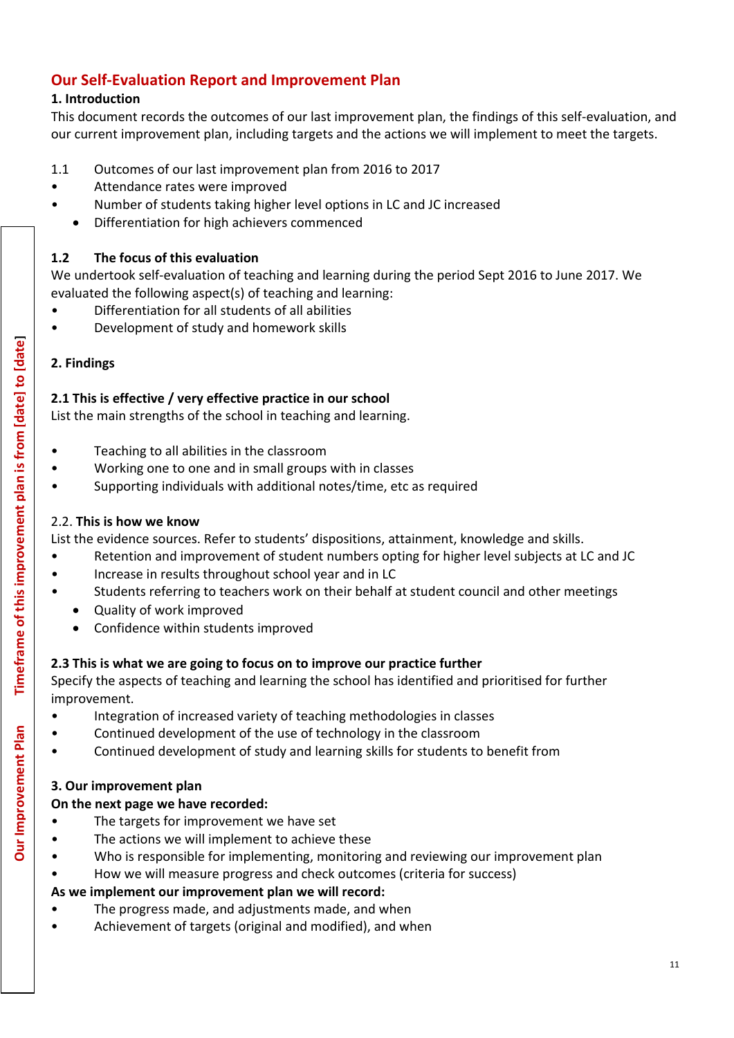## Our Self-Evaluation Report and Improvement Plan

**1. Introduction**

This document records the outcomes of our last improvement plan, the findings of this self-evaluation, and our current improvement plan, including targets and the actions we will implement to meet the targets.

1.1 Outcomes of our last improvement plan from 2016 to 2017

- Attendance rates were improved
- Number of students taking higher level options in LC and JC increased
  - Differentiation for high achievers commenced

**1.2 The focus of this evaluation**

We undertook self-evaluation of teaching and learning during the period Sept 2016 to June 2017. We evaluated the following aspect(s) of teaching and learning:

- Differentiation for all students of all abilities
- Development of study and homework skills

**2. Findings**

**2.1 This is effective / very effective practice in our school**

List the main strengths of the school in teaching and learning.

- Teaching to all abilities in the classroom
- Working one to one and in small groups with in classes
- Supporting individuals with additional notes/time, etc as required

2.2. **This is how we know**

List the evidence sources. Refer to students' dispositions, attainment, knowledge and skills.

- Retention and improvement of student numbers opting for higher level subjects at LC and JC
- Increase in results throughout school year and in LC
- Students referring to teachers work on their behalf at student council and other meetings
  - Quality of work improved
  - Confidence within students improved

**2.3 This is what we are going to focus on to improve our practice further**

Specify the aspects of teaching and learning the school has identified and prioritised for further improvement.

- Integration of increased variety of teaching methodologies in classes
- Continued development of the use of technology in the classroom
- Continued development of study and learning skills for students to benefit from

**3. Our improvement plan**

**On the next page we have recorded:**

- The targets for improvement we have set
- The actions we will implement to achieve these
- Who is responsible for implementing, monitoring and reviewing our improvement plan
- How we will measure progress and check outcomes (criteria for success)

**As we implement our improvement plan we will record:**

- The progress made, and adjustments made, and when
- Achievement of targets (original and modified), and when

**Our Improvement Plan** | **Timeframe of this improvement plan is from [date] to [date]**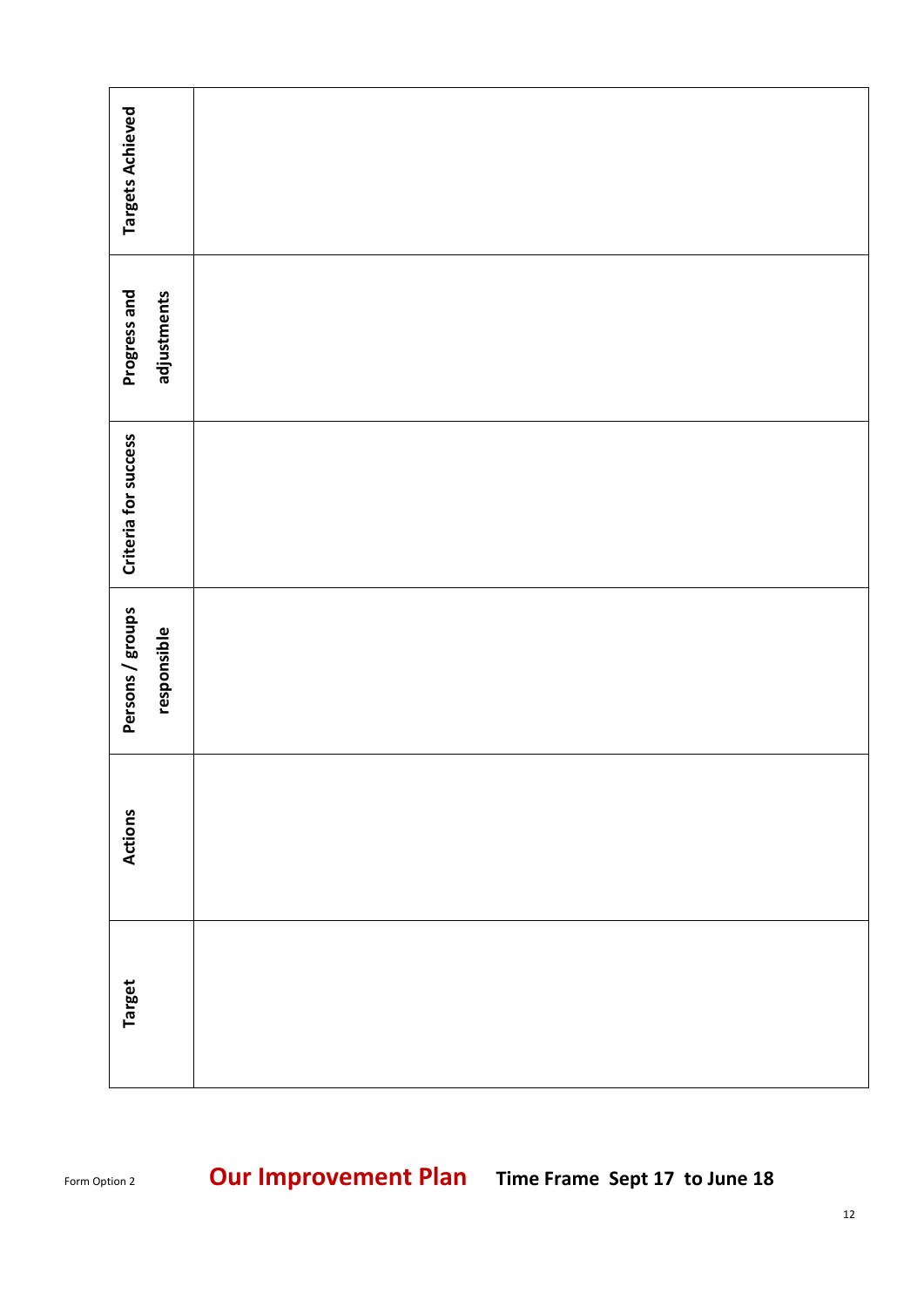Form Option 2

# Our Improvement Plan

**Time Frame Sept 17 to June 18**

| Target | Actions | Persons / groups responsible | Criteria for success | Progress and adjustments | Targets Achieved |
|---|---|---|---|---|---|
| | | | | | |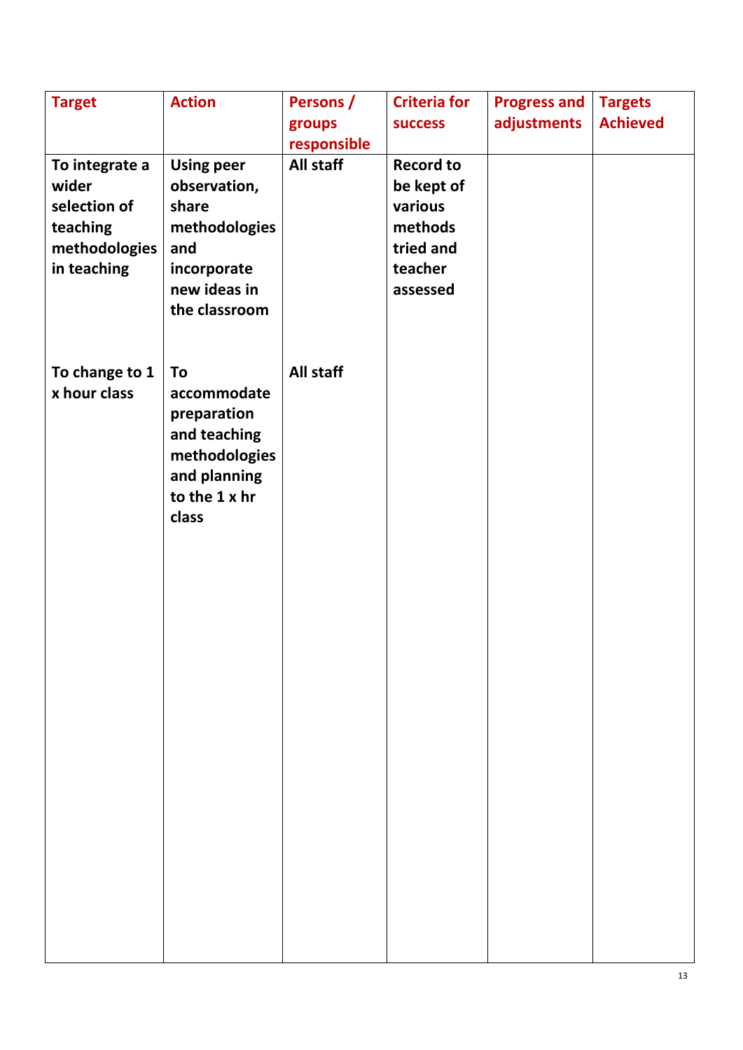| Target | Action | Persons / groups responsible | Criteria for success | Progress and adjustments | Targets Achieved |
| --- | --- | --- | --- | --- | --- |
| To integrate a wider selection of teaching methodologies in teaching | Using peer observation, share methodologies and incorporate new ideas in the classroom | All staff | Record to be kept of various methods tried and teacher assessed | | |
| To change to 1 x hour class | To accommodate preparation and teaching methodologies and planning to the 1 x hr class | All staff | | | |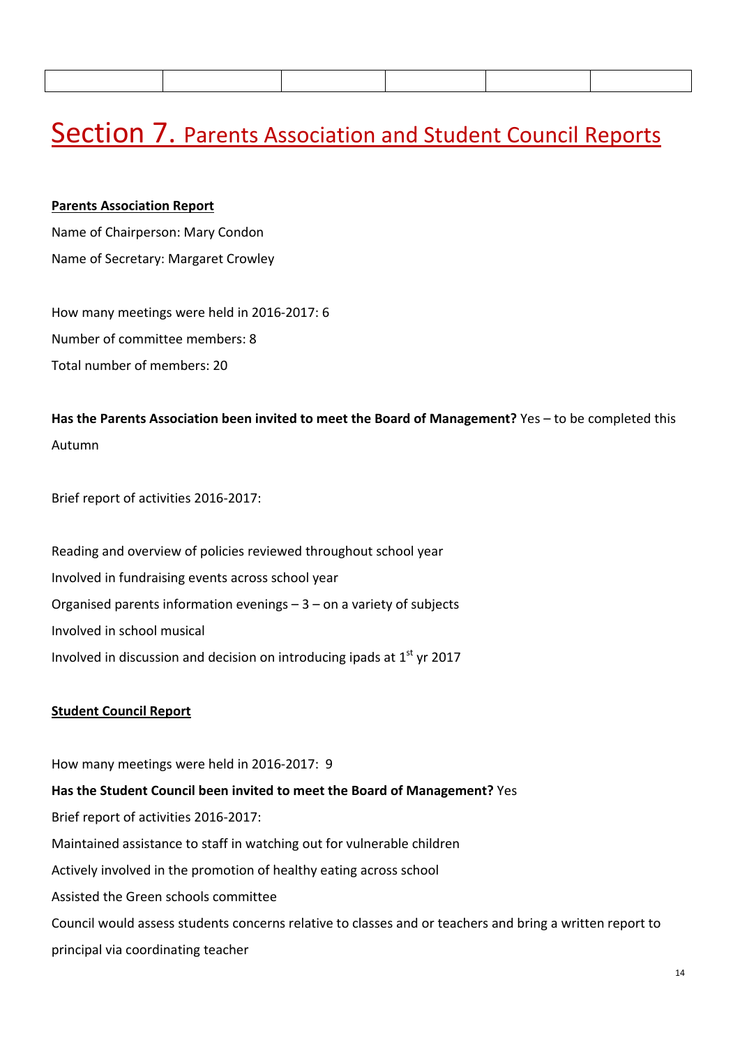|  |  |  |  |  |  |
|---|---|---|---|---|---|

# Section 7. Parents Association and Student Council Reports

**Parents Association Report**

Name of Chairperson: Mary Condon

Name of Secretary: Margaret Crowley

How many meetings were held in 2016-2017: 6

Number of committee members: 8

Total number of members: 20

**Has the Parents Association been invited to meet the Board of Management?** Yes – to be completed this Autumn

Brief report of activities 2016-2017:

Reading and overview of policies reviewed throughout school year

Involved in fundraising events across school year

Organised parents information evenings – 3 – on a variety of subjects

Involved in school musical

Involved in discussion and decision on introducing ipads at 1st yr 2017

**Student Council Report**

How many meetings were held in 2016-2017: 9

**Has the Student Council been invited to meet the Board of Management?** Yes

Brief report of activities 2016-2017:

Maintained assistance to staff in watching out for vulnerable children

Actively involved in the promotion of healthy eating across school

Assisted the Green schools committee

Council would assess students concerns relative to classes and or teachers and bring a written report to principal via coordinating teacher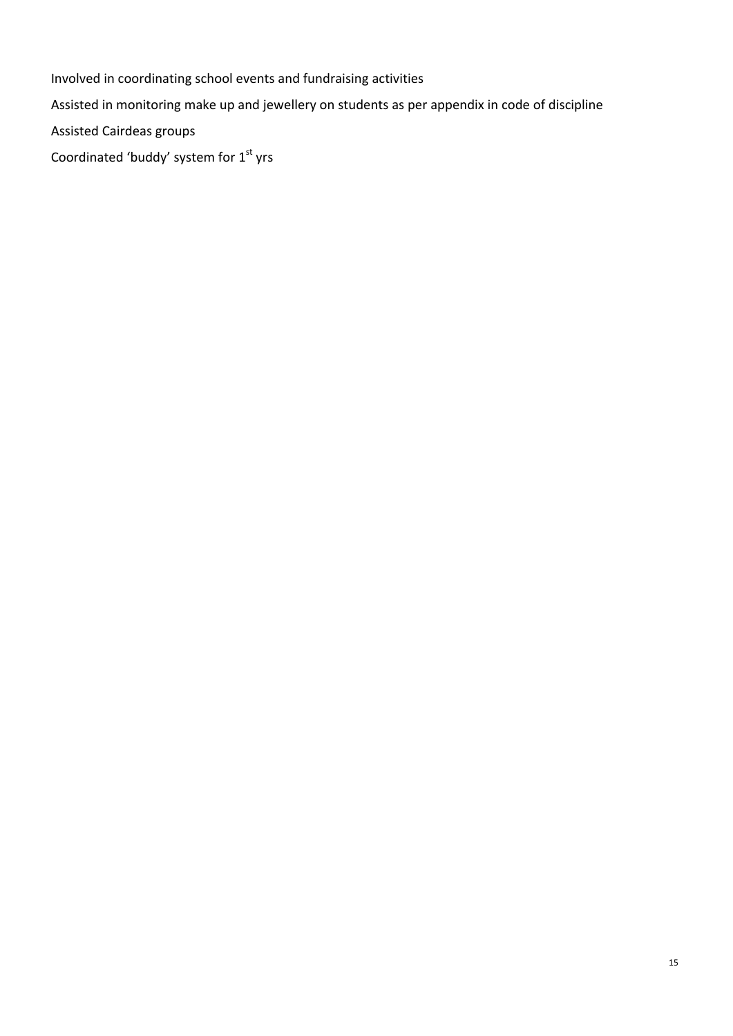Involved in coordinating school events and fundraising activities

Assisted in monitoring make up and jewellery on students as per appendix in code of discipline

Assisted Cairdeas groups

Coordinated 'buddy' system for 1st yrs